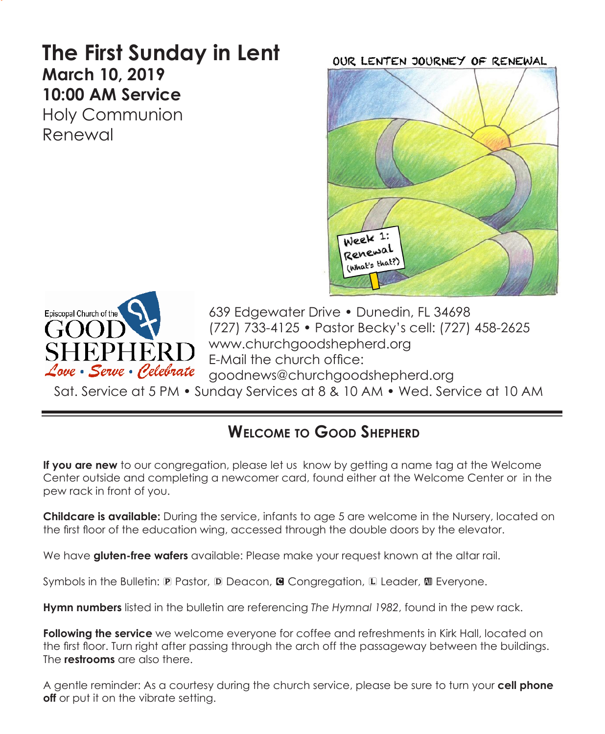# The First Sunday in Lent

**March 10, 2019**

**10:00 AM Service**

Holy Communion

Renewal

OUR LENTEN JOURNEY OF RENEWAL

Week 1: Renewal (What's that?)

Episcopal Church of the GOOD SHEPHERD

*Love • Serve • Celebrate*

639 Edgewater Drive • Dunedin, FL 34698
(727) 733-4125 • Pastor Becky's cell: (727) 458-2625
www.churchgoodshepherd.org
E-Mail the church office:
goodnews@churchgoodshepherd.org

Sat. Service at 5 PM • Sunday Services at 8 & 10 AM • Wed. Service at 10 AM

---

## Welcome to Good Shepherd

**If you are new** to our congregation, please let us know by getting a name tag at the Welcome Center outside and completing a newcomer card, found either at the Welcome Center or in the pew rack in front of you.

**Childcare is available:** During the service, infants to age 5 are welcome in the Nursery, located on the first floor of the education wing, accessed through the double doors by the elevator.

We have **gluten-free wafers** available: Please make your request known at the altar rail.

Symbols in the Bulletin: P Pastor, D Deacon, C Congregation, L Leader, All Everyone.

**Hymn numbers** listed in the bulletin are referencing *The Hymnal 1982*, found in the pew rack.

**Following the service** we welcome everyone for coffee and refreshments in Kirk Hall, located on the first floor. Turn right after passing through the arch off the passageway between the buildings. The **restrooms** are also there.

A gentle reminder: As a courtesy during the church service, please be sure to turn your **cell phone off** or put it on the vibrate setting.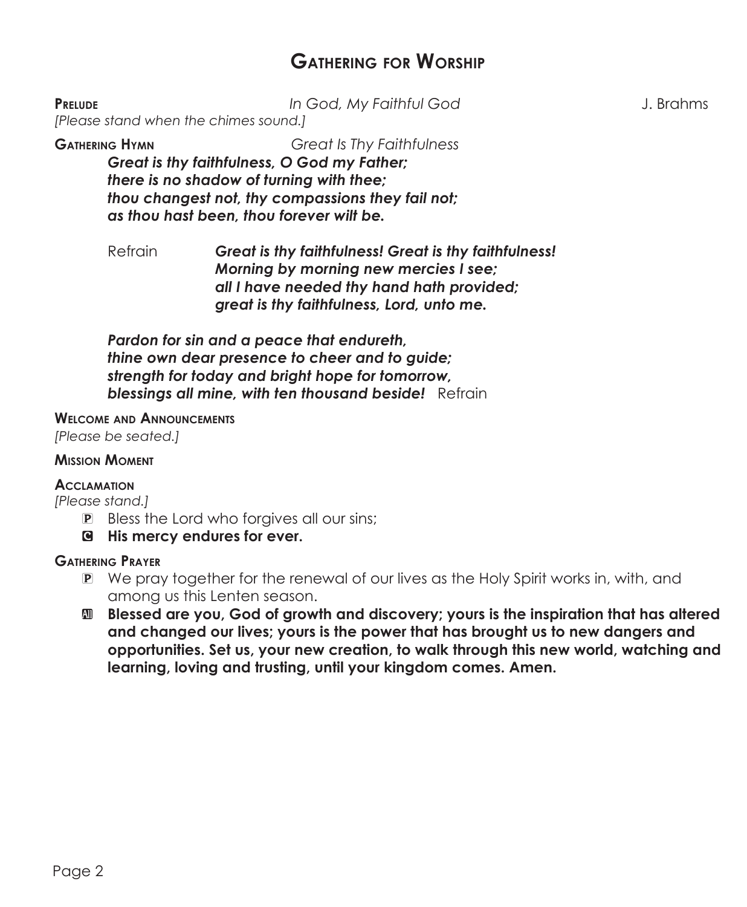# Gathering for Worship

**Prelude** *In God, My Faithful God* J. Brahms

*[Please stand when the chimes sound.]*

**Gathering Hymn** *Great Is Thy Faithfulness*

***Great is thy faithfulness, O God my Father;***
***there is no shadow of turning with thee;***
***thou changest not, thy compassions they fail not;***
***as thou hast been, thou forever wilt be.***

Refrain ***Great is thy faithfulness! Great is thy faithfulness!***
***Morning by morning new mercies I see;***
***all I have needed thy hand hath provided;***
***great is thy faithfulness, Lord, unto me.***

***Pardon for sin and a peace that endureth,***
***thine own dear presence to cheer and to guide;***
***strength for today and bright hope for tomorrow,***
***blessings all mine, with ten thousand beside!*** Refrain

**Welcome and Announcements**

*[Please be seated.]*

**Mission Moment**

**Acclamation**

*[Please stand.]*

P Bless the Lord who forgives all our sins;

**C His mercy endures for ever.**

**Gathering Prayer**

P We pray together for the renewal of our lives as the Holy Spirit works in, with, and among us this Lenten season.

**All Blessed are you, God of growth and discovery; yours is the inspiration that has altered and changed our lives; yours is the power that has brought us to new dangers and opportunities. Set us, your new creation, to walk through this new world, watching and learning, loving and trusting, until your kingdom comes. Amen.**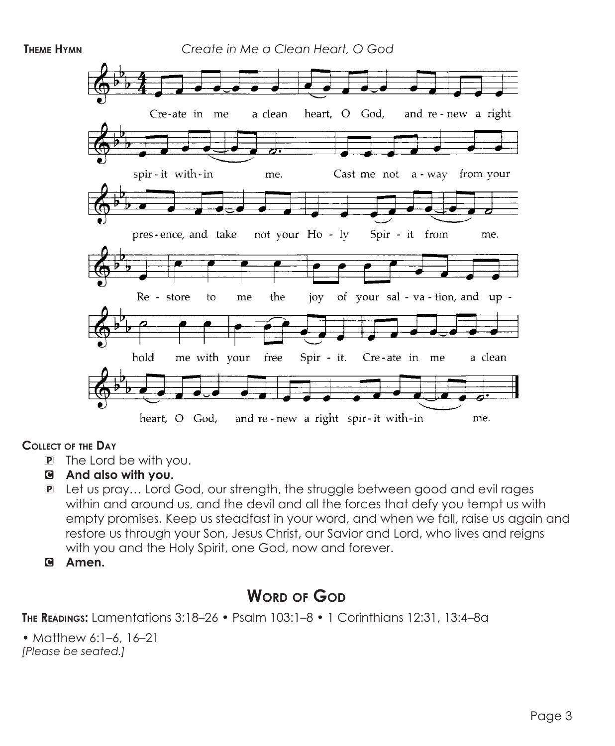**Theme Hymn** *Create in Me a Clean Heart, O God*

Cre-ate in me a clean heart, O God, and re-new a right spir-it with-in me. Cast me not a-way from your pres-ence, and take not your Ho-ly Spir-it from me. Re-store to me the joy of your sal-va-tion, and up-hold me with your free Spir-it. Cre-ate in me a clean heart, O God, and re-new a right spir-it with-in me.

**Collect of the Day**

P The Lord be with you.

C **And also with you.**

P Let us pray… Lord God, our strength, the struggle between good and evil rages within and around us, and the devil and all the forces that defy you tempt us with empty promises. Keep us steadfast in your word, and when we fall, raise us again and restore us through your Son, Jesus Christ, our Savior and Lord, who lives and reigns with you and the Holy Spirit, one God, now and forever.

C **Amen.**

## Word of God

**The Readings:** Lamentations 3:18–26 • Psalm 103:1–8 • 1 Corinthians 12:31, 13:4–8a

• Matthew 6:1–6, 16–21

*[Please be seated.]*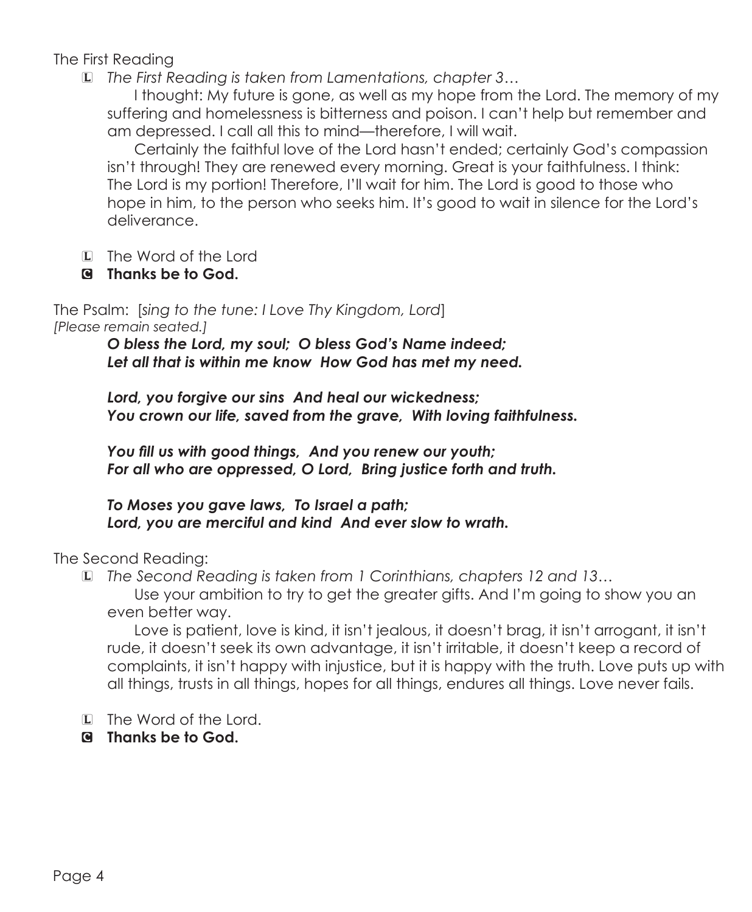The First Reading

L *The First Reading is taken from Lamentations, chapter 3…*

I thought: My future is gone, as well as my hope from the Lord. The memory of my suffering and homelessness is bitterness and poison. I can't help but remember and am depressed. I call all this to mind—therefore, I will wait.

Certainly the faithful love of the Lord hasn't ended; certainly God's compassion isn't through! They are renewed every morning. Great is your faithfulness. I think: The Lord is my portion! Therefore, I'll wait for him. The Lord is good to those who hope in him, to the person who seeks him. It's good to wait in silence for the Lord's deliverance.

L The Word of the Lord

C **Thanks be to God.**

The Psalm: [*sing to the tune: I Love Thy Kingdom, Lord*]
*[Please remain seated.]*

***O bless the Lord, my soul; O bless God's Name indeed;***
***Let all that is within me know How God has met my need.***

***Lord, you forgive our sins And heal our wickedness;***
***You crown our life, saved from the grave, With loving faithfulness.***

***You fill us with good things, And you renew our youth;***
***For all who are oppressed, O Lord, Bring justice forth and truth.***

***To Moses you gave laws, To Israel a path;***
***Lord, you are merciful and kind And ever slow to wrath.***

The Second Reading:

L *The Second Reading is taken from 1 Corinthians, chapters 12 and 13…*

Use your ambition to try to get the greater gifts. And I'm going to show you an even better way.

Love is patient, love is kind, it isn't jealous, it doesn't brag, it isn't arrogant, it isn't rude, it doesn't seek its own advantage, it isn't irritable, it doesn't keep a record of complaints, it isn't happy with injustice, but it is happy with the truth. Love puts up with all things, trusts in all things, hopes for all things, endures all things. Love never fails.

L The Word of the Lord.

C **Thanks be to God.**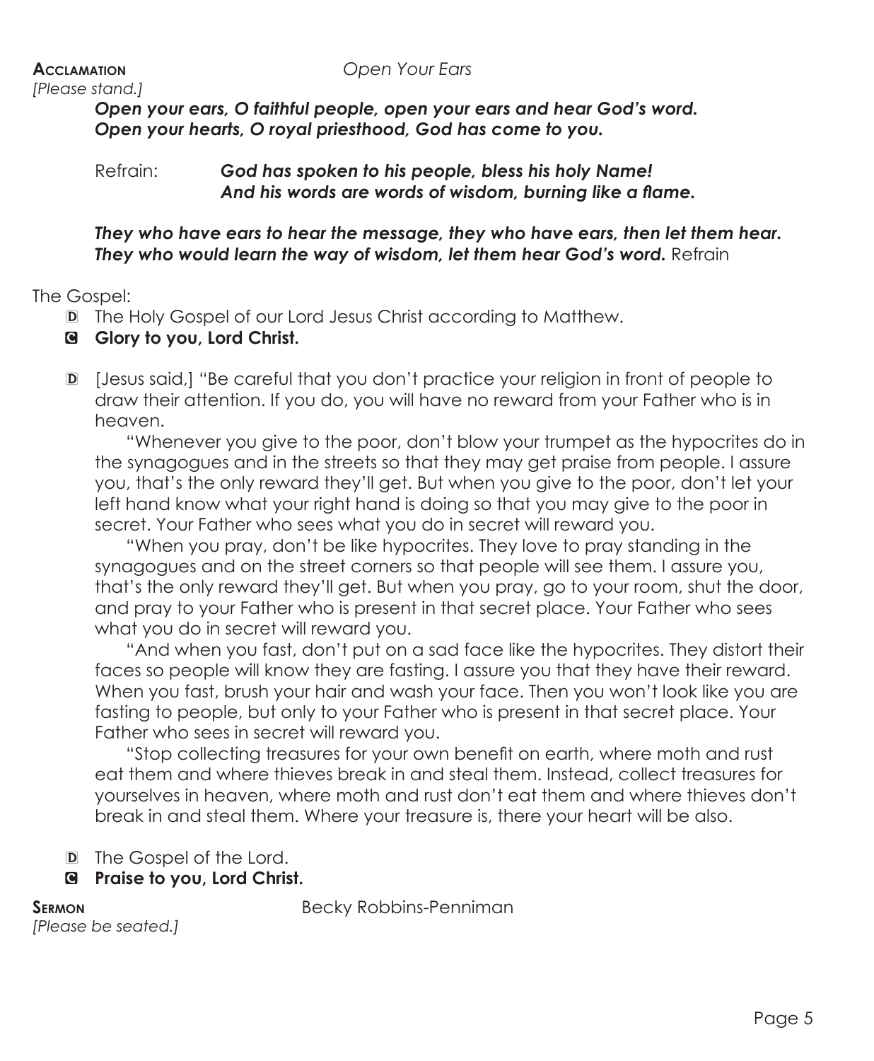**Acclamation** *Open Your Ears*

*[Please stand.]*

***Open your ears, O faithful people, open your ears and hear God's word.***
***Open your hearts, O royal priesthood, God has come to you.***

Refrain: ***God has spoken to his people, bless his holy Name!***
***And his words are words of wisdom, burning like a flame.***

***They who have ears to hear the message, they who have ears, then let them hear.***
***They who would learn the way of wisdom, let them hear God's word.*** Refrain

The Gospel:

D The Holy Gospel of our Lord Jesus Christ according to Matthew.

C **Glory to you, Lord Christ.**

D [Jesus said,] "Be careful that you don't practice your religion in front of people to draw their attention. If you do, you will have no reward from your Father who is in heaven.

"Whenever you give to the poor, don't blow your trumpet as the hypocrites do in the synagogues and in the streets so that they may get praise from people. I assure you, that's the only reward they'll get. But when you give to the poor, don't let your left hand know what your right hand is doing so that you may give to the poor in secret. Your Father who sees what you do in secret will reward you.

"When you pray, don't be like hypocrites. They love to pray standing in the synagogues and on the street corners so that people will see them. I assure you, that's the only reward they'll get. But when you pray, go to your room, shut the door, and pray to your Father who is present in that secret place. Your Father who sees what you do in secret will reward you.

"And when you fast, don't put on a sad face like the hypocrites. They distort their faces so people will know they are fasting. I assure you that they have their reward. When you fast, brush your hair and wash your face. Then you won't look like you are fasting to people, but only to your Father who is present in that secret place. Your Father who sees in secret will reward you.

"Stop collecting treasures for your own benefit on earth, where moth and rust eat them and where thieves break in and steal them. Instead, collect treasures for yourselves in heaven, where moth and rust don't eat them and where thieves don't break in and steal them. Where your treasure is, there your heart will be also.

D The Gospel of the Lord.

C **Praise to you, Lord Christ.**

**Sermon** Becky Robbins-Penniman

*[Please be seated.]*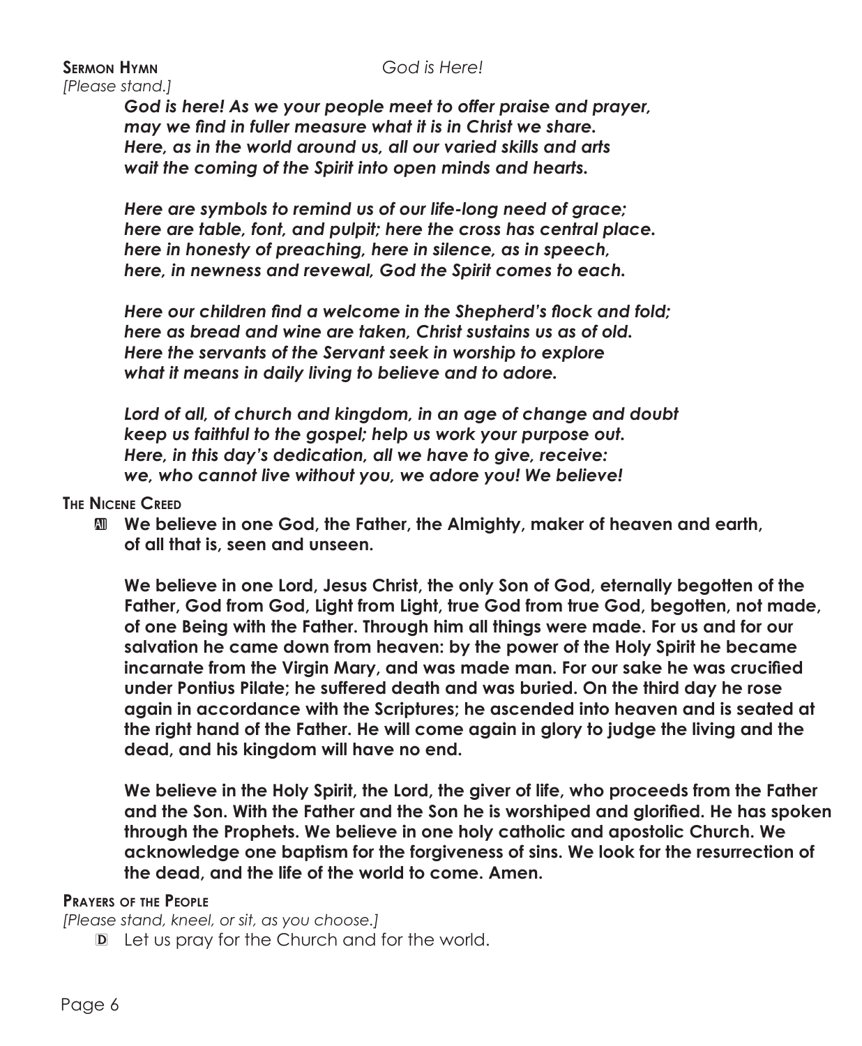**Sermon Hymn** *God is Here!*

*[Please stand.]*

***God is here! As we your people meet to offer praise and prayer, may we find in fuller measure what it is in Christ we share. Here, as in the world around us, all our varied skills and arts wait the coming of the Spirit into open minds and hearts.***

***Here are symbols to remind us of our life-long need of grace; here are table, font, and pulpit; here the cross has central place. here in honesty of preaching, here in silence, as in speech, here, in newness and revewal, God the Spirit comes to each.***

***Here our children find a welcome in the Shepherd's flock and fold; here as bread and wine are taken, Christ sustains us as of old. Here the servants of the Servant seek in worship to explore what it means in daily living to believe and to adore.***

***Lord of all, of church and kingdom, in an age of change and doubt keep us faithful to the gospel; help us work your purpose out. Here, in this day's dedication, all we have to give, receive: we, who cannot live without you, we adore you! We believe!***

**The Nicene Creed**

**All We believe in one God, the Father, the Almighty, maker of heaven and earth, of all that is, seen and unseen.**

**We believe in one Lord, Jesus Christ, the only Son of God, eternally begotten of the Father, God from God, Light from Light, true God from true God, begotten, not made, of one Being with the Father. Through him all things were made. For us and for our salvation he came down from heaven: by the power of the Holy Spirit he became incarnate from the Virgin Mary, and was made man. For our sake he was crucified under Pontius Pilate; he suffered death and was buried. On the third day he rose again in accordance with the Scriptures; he ascended into heaven and is seated at the right hand of the Father. He will come again in glory to judge the living and the dead, and his kingdom will have no end.**

**We believe in the Holy Spirit, the Lord, the giver of life, who proceeds from the Father and the Son. With the Father and the Son he is worshiped and glorified. He has spoken through the Prophets. We believe in one holy catholic and apostolic Church. We acknowledge one baptism for the forgiveness of sins. We look for the resurrection of the dead, and the life of the world to come. Amen.**

**Prayers of the People**

*[Please stand, kneel, or sit, as you choose.]*

D Let us pray for the Church and for the world.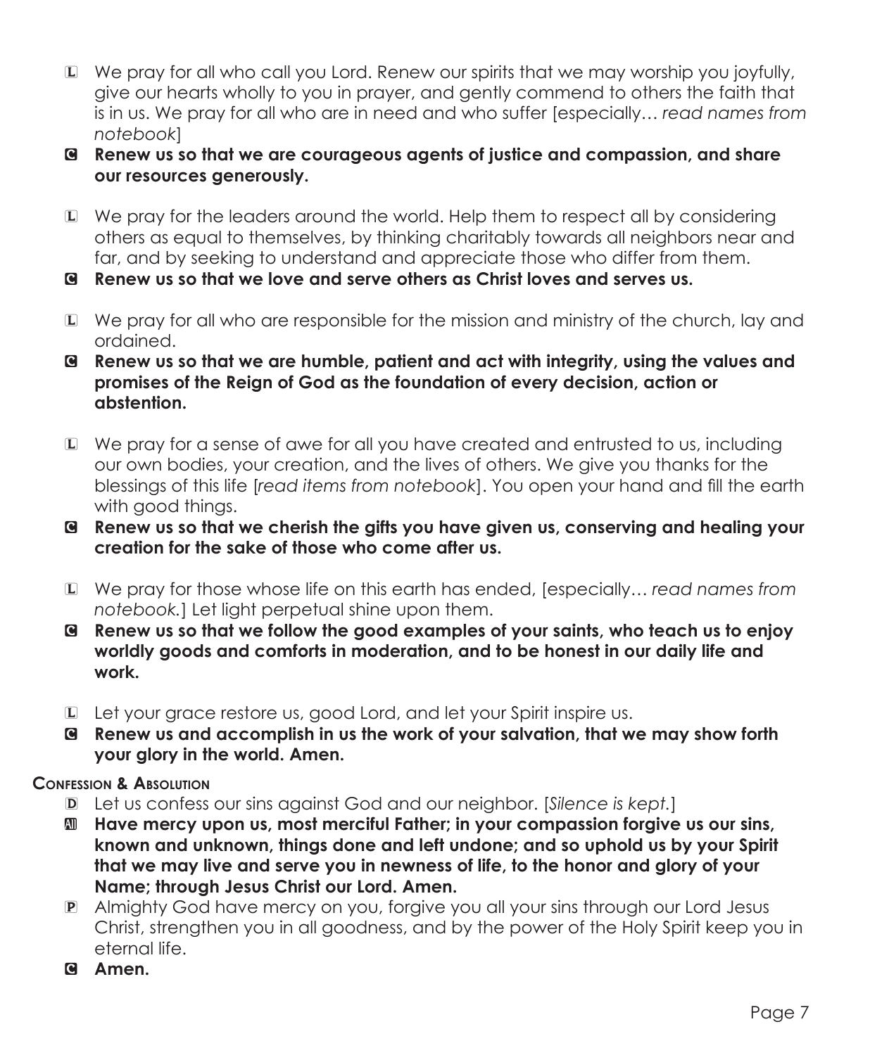L We pray for all who call you Lord. Renew our spirits that we may worship you joyfully, give our hearts wholly to you in prayer, and gently commend to others the faith that is in us. We pray for all who are in need and who suffer [especially… *read names from notebook*]

C **Renew us so that we are courageous agents of justice and compassion, and share our resources generously.**

L We pray for the leaders around the world. Help them to respect all by considering others as equal to themselves, by thinking charitably towards all neighbors near and far, and by seeking to understand and appreciate those who differ from them.

C **Renew us so that we love and serve others as Christ loves and serves us.**

L We pray for all who are responsible for the mission and ministry of the church, lay and ordained.

C **Renew us so that we are humble, patient and act with integrity, using the values and promises of the Reign of God as the foundation of every decision, action or abstention.**

L We pray for a sense of awe for all you have created and entrusted to us, including our own bodies, your creation, and the lives of others. We give you thanks for the blessings of this life [*read items from notebook*]. You open your hand and fill the earth with good things.

C **Renew us so that we cherish the gifts you have given us, conserving and healing your creation for the sake of those who come after us.**

L We pray for those whose life on this earth has ended, [especially… *read names from notebook.*] Let light perpetual shine upon them.

C **Renew us so that we follow the good examples of your saints, who teach us to enjoy worldly goods and comforts in moderation, and to be honest in our daily life and work.**

L Let your grace restore us, good Lord, and let your Spirit inspire us.

C **Renew us and accomplish in us the work of your salvation, that we may show forth your glory in the world. Amen.**

### Confession & Absolution

D Let us confess our sins against God and our neighbor. [*Silence is kept.*]

All **Have mercy upon us, most merciful Father; in your compassion forgive us our sins, known and unknown, things done and left undone; and so uphold us by your Spirit that we may live and serve you in newness of life, to the honor and glory of your Name; through Jesus Christ our Lord. Amen.**

P Almighty God have mercy on you, forgive you all your sins through our Lord Jesus Christ, strengthen you in all goodness, and by the power of the Holy Spirit keep you in eternal life.

C **Amen.**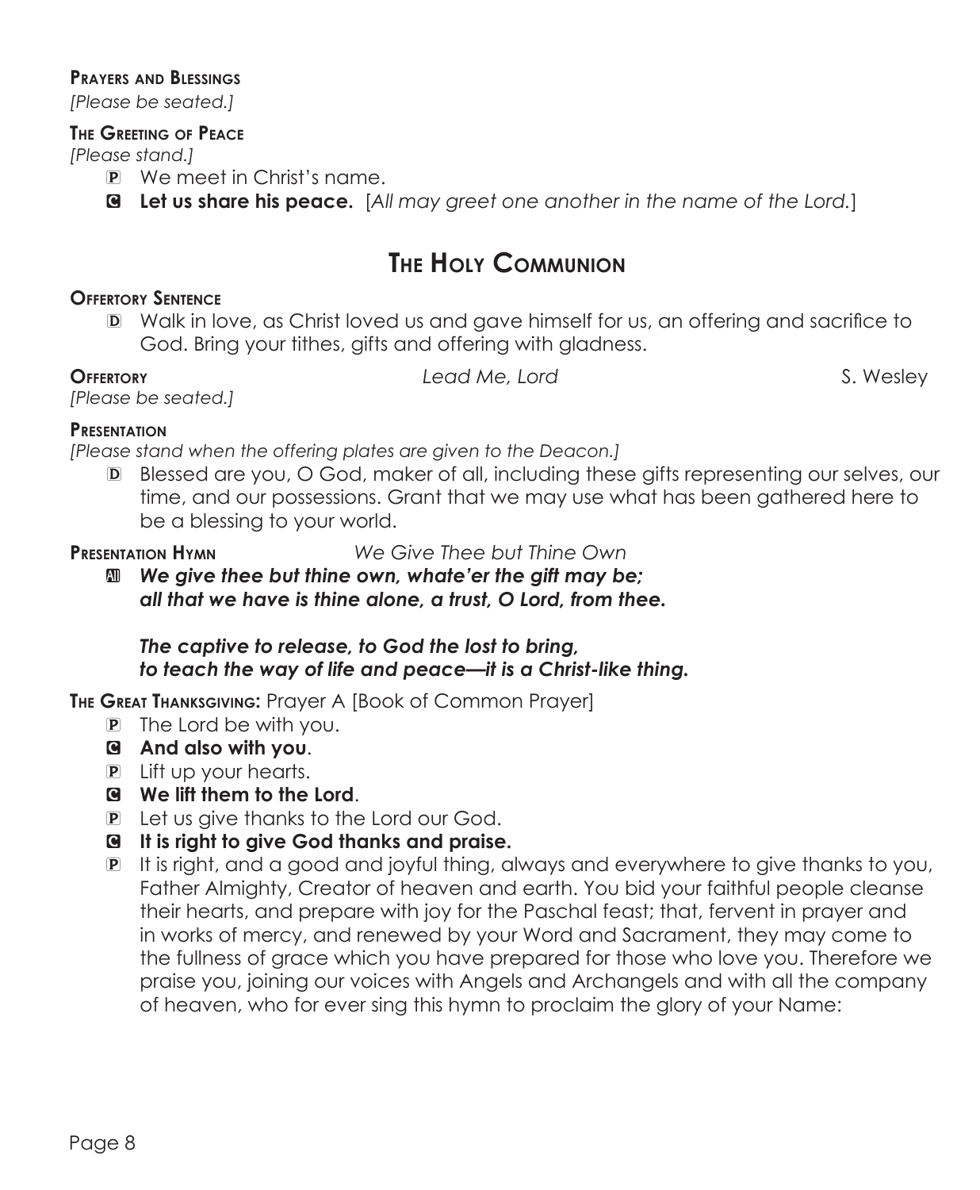**Prayers and Blessings**
*[Please be seated.]*

**The Greeting of Peace**
*[Please stand.]*

P We meet in Christ's name.

C **Let us share his peace.** [*All may greet one another in the name of the Lord.*]

## The Holy Communion

**Offertory Sentence**

D Walk in love, as Christ loved us and gave himself for us, an offering and sacrifice to God. Bring your tithes, gifts and offering with gladness.

**Offertory** *Lead Me, Lord* S. Wesley
*[Please be seated.]*

**Presentation**
*[Please stand when the offering plates are given to the Deacon.]*

D Blessed are you, O God, maker of all, including these gifts representing our selves, our time, and our possessions. Grant that we may use what has been gathered here to be a blessing to your world.

**Presentation Hymn** *We Give Thee but Thine Own*

All ***We give thee but thine own, whate'er the gift may be;***
***all that we have is thine alone, a trust, O Lord, from thee.***

***The captive to release, to God the lost to bring,***
***to teach the way of life and peace—it is a Christ-like thing.***

**The Great Thanksgiving:** Prayer A [Book of Common Prayer]

P The Lord be with you.

C **And also with you**.

P Lift up your hearts.

C **We lift them to the Lord**.

P Let us give thanks to the Lord our God.

C **It is right to give God thanks and praise.**

P It is right, and a good and joyful thing, always and everywhere to give thanks to you, Father Almighty, Creator of heaven and earth. You bid your faithful people cleanse their hearts, and prepare with joy for the Paschal feast; that, fervent in prayer and in works of mercy, and renewed by your Word and Sacrament, they may come to the fullness of grace which you have prepared for those who love you. Therefore we praise you, joining our voices with Angels and Archangels and with all the company of heaven, who for ever sing this hymn to proclaim the glory of your Name: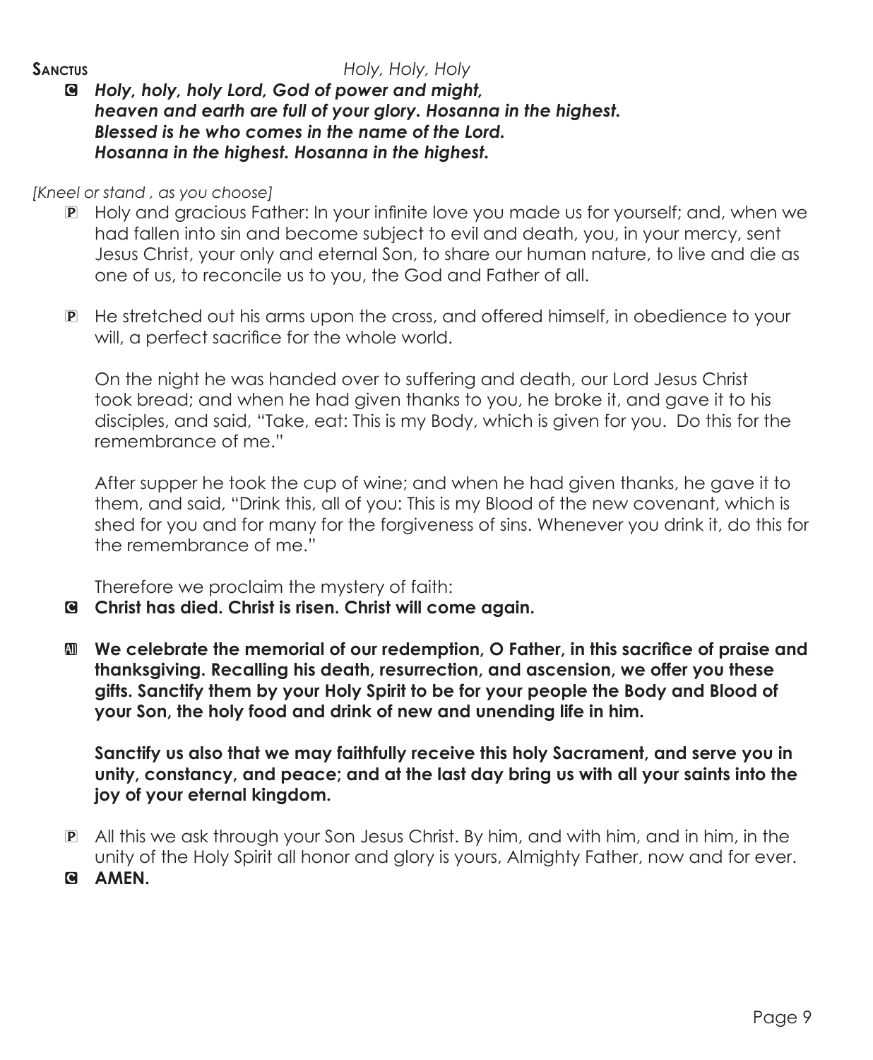**Sanctus** *Holy, Holy, Holy*

C ***Holy, holy, holy Lord, God of power and might,***
***heaven and earth are full of your glory. Hosanna in the highest.***
***Blessed is he who comes in the name of the Lord.***
***Hosanna in the highest. Hosanna in the highest.***

*[Kneel or stand , as you choose]*

P Holy and gracious Father: In your infinite love you made us for yourself; and, when we had fallen into sin and become subject to evil and death, you, in your mercy, sent Jesus Christ, your only and eternal Son, to share our human nature, to live and die as one of us, to reconcile us to you, the God and Father of all.

P He stretched out his arms upon the cross, and offered himself, in obedience to your will, a perfect sacrifice for the whole world.

On the night he was handed over to suffering and death, our Lord Jesus Christ took bread; and when he had given thanks to you, he broke it, and gave it to his disciples, and said, "Take, eat: This is my Body, which is given for you. Do this for the remembrance of me."

After supper he took the cup of wine; and when he had given thanks, he gave it to them, and said, "Drink this, all of you: This is my Blood of the new covenant, which is shed for you and for many for the forgiveness of sins. Whenever you drink it, do this for the remembrance of me."

Therefore we proclaim the mystery of faith:

C **Christ has died. Christ is risen. Christ will come again.**

All **We celebrate the memorial of our redemption, O Father, in this sacrifice of praise and thanksgiving. Recalling his death, resurrection, and ascension, we offer you these gifts. Sanctify them by your Holy Spirit to be for your people the Body and Blood of your Son, the holy food and drink of new and unending life in him.**

**Sanctify us also that we may faithfully receive this holy Sacrament, and serve you in unity, constancy, and peace; and at the last day bring us with all your saints into the joy of your eternal kingdom.**

P All this we ask through your Son Jesus Christ. By him, and with him, and in him, in the unity of the Holy Spirit all honor and glory is yours, Almighty Father, now and for ever.

C **AMEN.**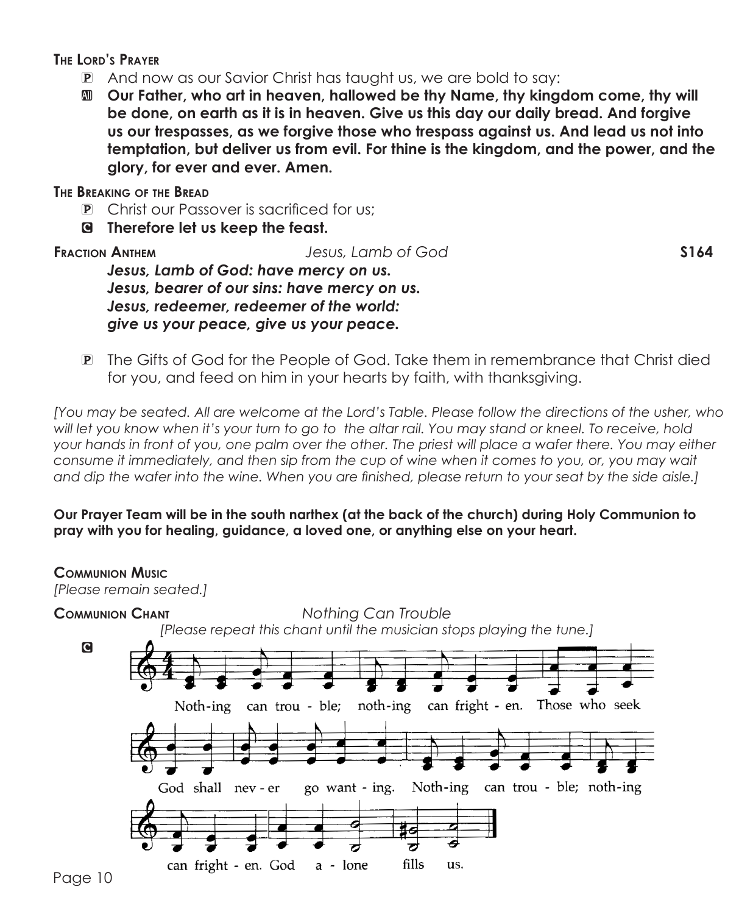**The Lord's Prayer**

- P And now as our Savior Christ has taught us, we are bold to say:
- All **Our Father, who art in heaven, hallowed be thy Name, thy kingdom come, thy will be done, on earth as it is in heaven. Give us this day our daily bread. And forgive us our trespasses, as we forgive those who trespass against us. And lead us not into temptation, but deliver us from evil. For thine is the kingdom, and the power, and the glory, for ever and ever. Amen.**

**The Breaking of the Bread**

- P Christ our Passover is sacrificed for us;
- C **Therefore let us keep the feast.**

**Fraction Anthem** *Jesus, Lamb of God* **S164**

***Jesus, Lamb of God: have mercy on us.***
***Jesus, bearer of our sins: have mercy on us.***
***Jesus, redeemer, redeemer of the world:***
***give us your peace, give us your peace.***

- P The Gifts of God for the People of God. Take them in remembrance that Christ died for you, and feed on him in your hearts by faith, with thanksgiving.

*[You may be seated. All are welcome at the Lord's Table. Please follow the directions of the usher, who will let you know when it's your turn to go to the altar rail. You may stand or kneel. To receive, hold your hands in front of you, one palm over the other. The priest will place a wafer there. You may either consume it immediately, and then sip from the cup of wine when it comes to you, or, you may wait and dip the wafer into the wine. When you are finished, please return to your seat by the side aisle.]*

**Our Prayer Team will be in the south narthex (at the back of the church) during Holy Communion to pray with you for healing, guidance, a loved one, or anything else on your heart.**

**Communion Music**
*[Please remain seated.]*

**Communion Chant** *Nothing Can Trouble*
*[Please repeat this chant until the musician stops playing the tune.]*

C

Noth-ing can trou - ble; noth-ing can fright - en. Those who seek God shall nev - er go want - ing. Noth-ing can trou - ble; noth-ing can fright - en. God a - lone fills us.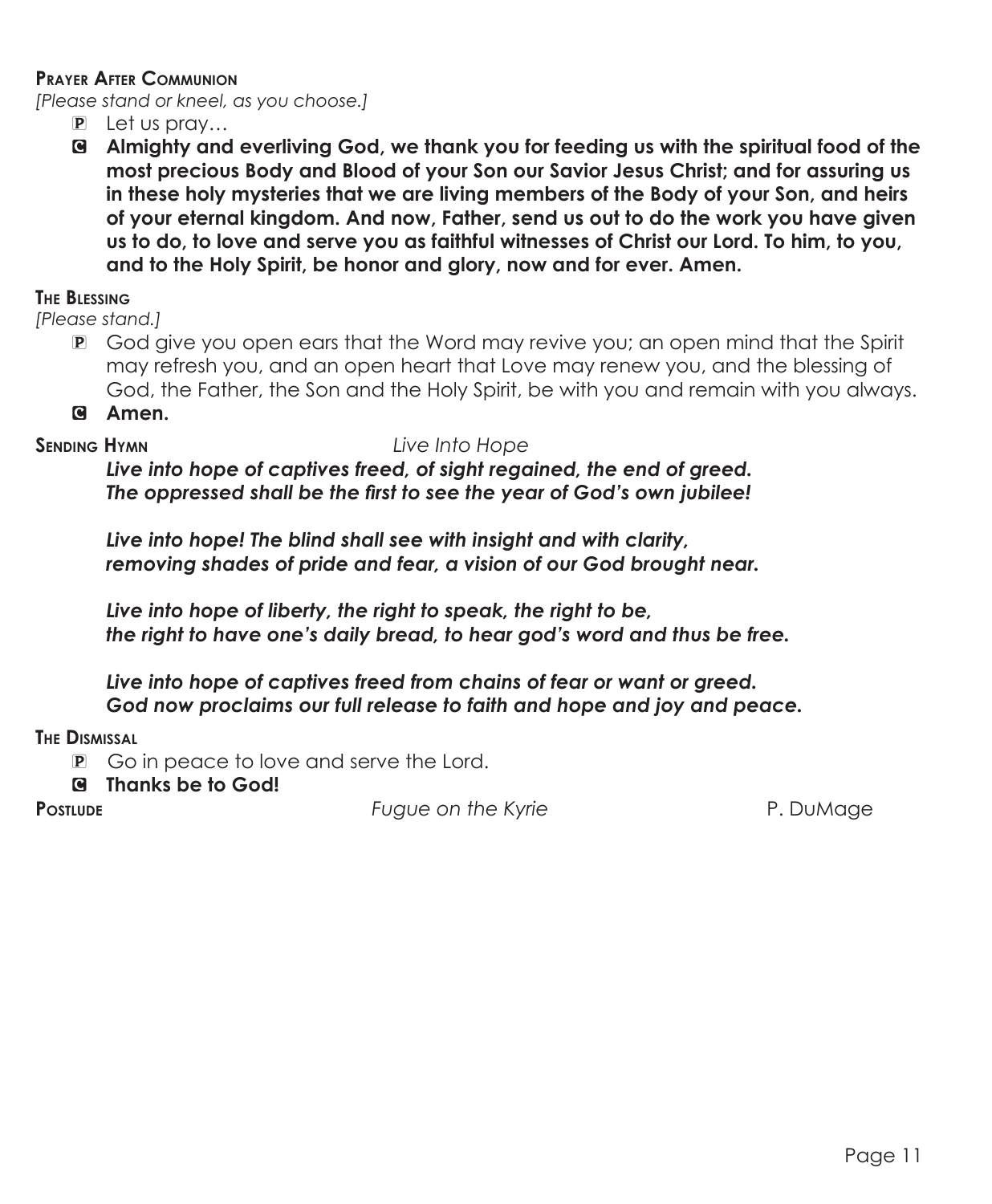**Prayer After Communion**

*[Please stand or kneel, as you choose.]*

P Let us pray…

C **Almighty and everliving God, we thank you for feeding us with the spiritual food of the most precious Body and Blood of your Son our Savior Jesus Christ; and for assuring us in these holy mysteries that we are living members of the Body of your Son, and heirs of your eternal kingdom. And now, Father, send us out to do the work you have given us to do, to love and serve you as faithful witnesses of Christ our Lord. To him, to you, and to the Holy Spirit, be honor and glory, now and for ever. Amen.**

**The Blessing**

*[Please stand.]*

P God give you open ears that the Word may revive you; an open mind that the Spirit may refresh you, and an open heart that Love may renew you, and the blessing of God, the Father, the Son and the Holy Spirit, be with you and remain with you always.

C **Amen.**

**Sending Hymn** *Live Into Hope*

***Live into hope of captives freed, of sight regained, the end of greed.***
***The oppressed shall be the first to see the year of God's own jubilee!***

***Live into hope! The blind shall see with insight and with clarity,***
***removing shades of pride and fear, a vision of our God brought near.***

***Live into hope of liberty, the right to speak, the right to be,***
***the right to have one's daily bread, to hear god's word and thus be free.***

***Live into hope of captives freed from chains of fear or want or greed.***
***God now proclaims our full release to faith and hope and joy and peace.***

**The Dismissal**

P Go in peace to love and serve the Lord.

C **Thanks be to God!**

**Postlude** *Fugue on the Kyrie* P. DuMage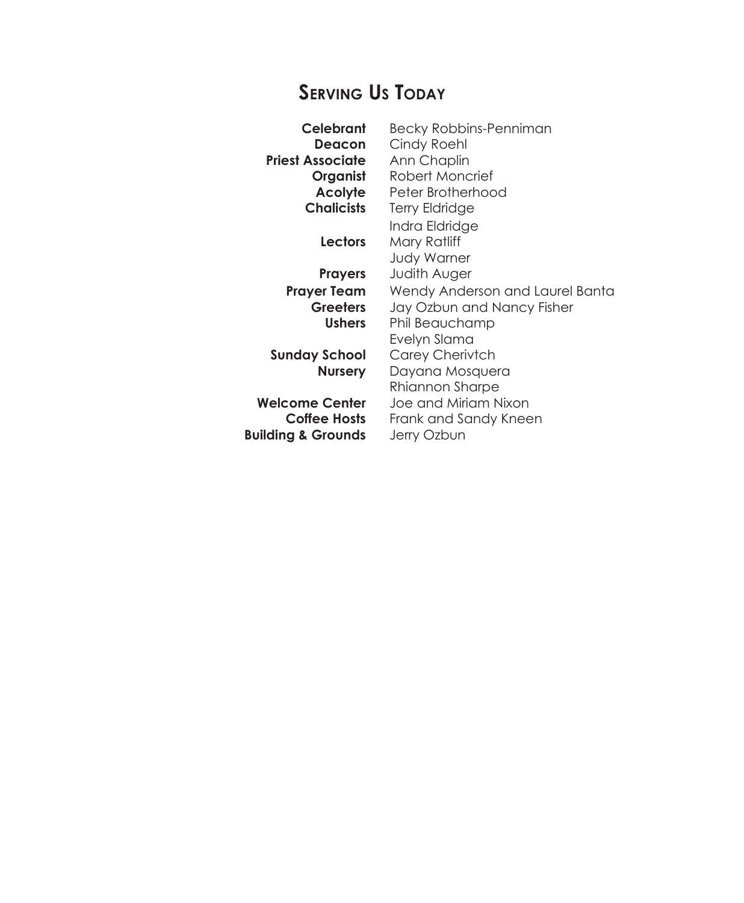## Serving Us Today

| | |
|---|---|
| **Celebrant** | Becky Robbins-Penniman |
| **Deacon** | Cindy Roehl |
| **Priest Associate** | Ann Chaplin |
| **Organist** | Robert Moncrief |
| **Acolyte** | Peter Brotherhood |
| **Chalicists** | Terry Eldridge |
| | Indra Eldridge |
| **Lectors** | Mary Ratliff |
| | Judy Warner |
| **Prayers** | Judith Auger |
| **Prayer Team** | Wendy Anderson and Laurel Banta |
| **Greeters** | Jay Ozbun and Nancy Fisher |
| **Ushers** | Phil Beauchamp |
| | Evelyn Slama |
| **Sunday School** | Carey Cherivtch |
| **Nursery** | Dayana Mosquera |
| | Rhiannon Sharpe |
| **Welcome Center** | Joe and Miriam Nixon |
| **Coffee Hosts** | Frank and Sandy Kneen |
| **Building & Grounds** | Jerry Ozbun |